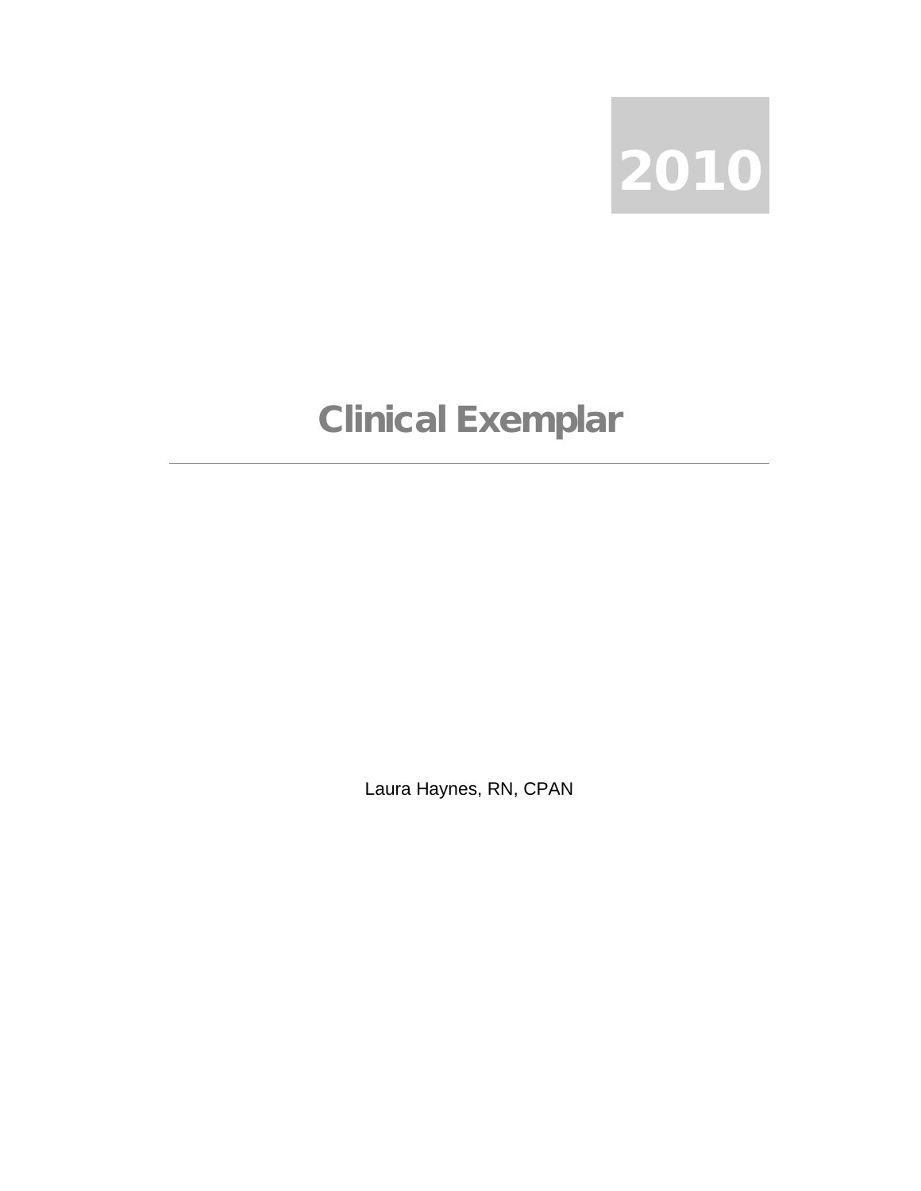2010

# Clinical Exemplar

---

Laura Haynes, RN, CPAN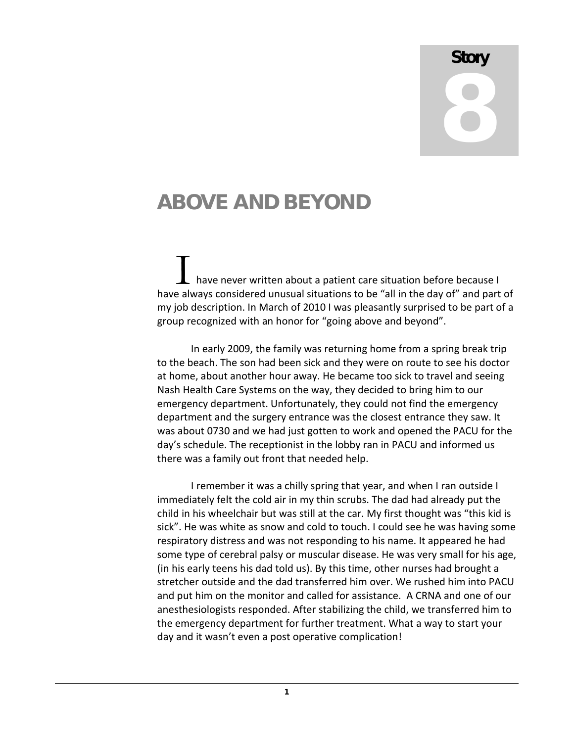Story 8

# ABOVE AND BEYOND

I have never written about a patient care situation before because I have always considered unusual situations to be "all in the day of" and part of my job description. In March of 2010 I was pleasantly surprised to be part of a group recognized with an honor for "going above and beyond".

In early 2009, the family was returning home from a spring break trip to the beach. The son had been sick and they were on route to see his doctor at home, about another hour away. He became too sick to travel and seeing Nash Health Care Systems on the way, they decided to bring him to our emergency department. Unfortunately, they could not find the emergency department and the surgery entrance was the closest entrance they saw. It was about 0730 and we had just gotten to work and opened the PACU for the day's schedule. The receptionist in the lobby ran in PACU and informed us there was a family out front that needed help.

I remember it was a chilly spring that year, and when I ran outside I immediately felt the cold air in my thin scrubs. The dad had already put the child in his wheelchair but was still at the car. My first thought was "this kid is sick". He was white as snow and cold to touch. I could see he was having some respiratory distress and was not responding to his name. It appeared he had some type of cerebral palsy or muscular disease. He was very small for his age, (in his early teens his dad told us). By this time, other nurses had brought a stretcher outside and the dad transferred him over. We rushed him into PACU and put him on the monitor and called for assistance. A CRNA and one of our anesthesiologists responded. After stabilizing the child, we transferred him to the emergency department for further treatment. What a way to start your day and it wasn't even a post operative complication!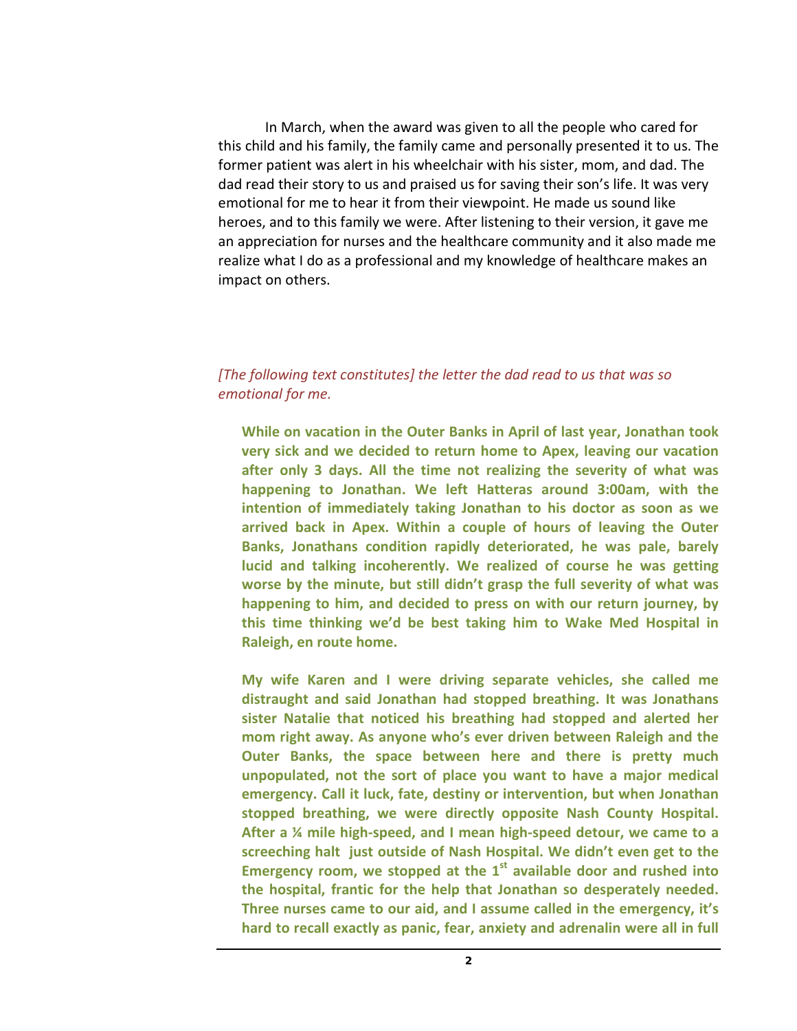In March, when the award was given to all the people who cared for this child and his family, the family came and personally presented it to us. The former patient was alert in his wheelchair with his sister, mom, and dad. The dad read their story to us and praised us for saving their son's life. It was very emotional for me to hear it from their viewpoint. He made us sound like heroes, and to this family we were. After listening to their version, it gave me an appreciation for nurses and the healthcare community and it also made me realize what I do as a professional and my knowledge of healthcare makes an impact on others.

*[The following text constitutes] the letter the dad read to us that was so emotional for me.*

> **While on vacation in the Outer Banks in April of last year, Jonathan took very sick and we decided to return home to Apex, leaving our vacation after only 3 days. All the time not realizing the severity of what was happening to Jonathan. We left Hatteras around 3:00am, with the intention of immediately taking Jonathan to his doctor as soon as we arrived back in Apex. Within a couple of hours of leaving the Outer Banks, Jonathans condition rapidly deteriorated, he was pale, barely lucid and talking incoherently. We realized of course he was getting worse by the minute, but still didn't grasp the full severity of what was happening to him, and decided to press on with our return journey, by this time thinking we'd be best taking him to Wake Med Hospital in Raleigh, en route home.**
>
> **My wife Karen and I were driving separate vehicles, she called me distraught and said Jonathan had stopped breathing. It was Jonathans sister Natalie that noticed his breathing had stopped and alerted her mom right away. As anyone who's ever driven between Raleigh and the Outer Banks, the space between here and there is pretty much unpopulated, not the sort of place you want to have a major medical emergency. Call it luck, fate, destiny or intervention, but when Jonathan stopped breathing, we were directly opposite Nash County Hospital. After a ¼ mile high-speed, and I mean high-speed detour, we came to a screeching halt just outside of Nash Hospital. We didn't even get to the Emergency room, we stopped at the 1st available door and rushed into the hospital, frantic for the help that Jonathan so desperately needed. Three nurses came to our aid, and I assume called in the emergency, it's hard to recall exactly as panic, fear, anxiety and adrenalin were all in full**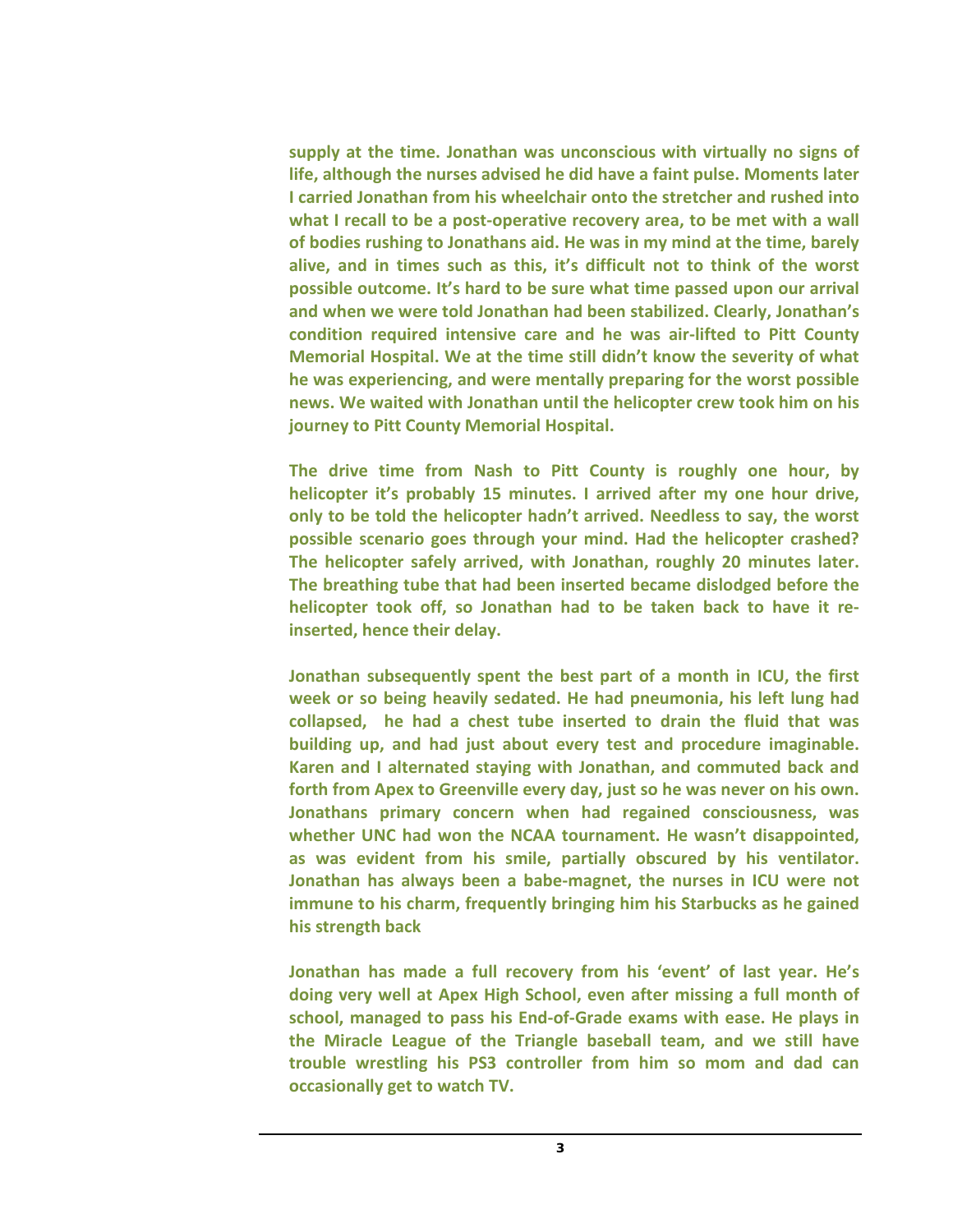supply at the time. Jonathan was unconscious with virtually no signs of life, although the nurses advised he did have a faint pulse. Moments later I carried Jonathan from his wheelchair onto the stretcher and rushed into what I recall to be a post-operative recovery area, to be met with a wall of bodies rushing to Jonathans aid. He was in my mind at the time, barely alive, and in times such as this, it's difficult not to think of the worst possible outcome. It's hard to be sure what time passed upon our arrival and when we were told Jonathan had been stabilized. Clearly, Jonathan's condition required intensive care and he was air-lifted to Pitt County Memorial Hospital. We at the time still didn't know the severity of what he was experiencing, and were mentally preparing for the worst possible news. We waited with Jonathan until the helicopter crew took him on his journey to Pitt County Memorial Hospital.

The drive time from Nash to Pitt County is roughly one hour, by helicopter it's probably 15 minutes. I arrived after my one hour drive, only to be told the helicopter hadn't arrived. Needless to say, the worst possible scenario goes through your mind. Had the helicopter crashed? The helicopter safely arrived, with Jonathan, roughly 20 minutes later. The breathing tube that had been inserted became dislodged before the helicopter took off, so Jonathan had to be taken back to have it re-inserted, hence their delay.

Jonathan subsequently spent the best part of a month in ICU, the first week or so being heavily sedated. He had pneumonia, his left lung had collapsed, he had a chest tube inserted to drain the fluid that was building up, and had just about every test and procedure imaginable. Karen and I alternated staying with Jonathan, and commuted back and forth from Apex to Greenville every day, just so he was never on his own. Jonathans primary concern when had regained consciousness, was whether UNC had won the NCAA tournament. He wasn't disappointed, as was evident from his smile, partially obscured by his ventilator. Jonathan has always been a babe-magnet, the nurses in ICU were not immune to his charm, frequently bringing him his Starbucks as he gained his strength back

Jonathan has made a full recovery from his 'event' of last year. He's doing very well at Apex High School, even after missing a full month of school, managed to pass his End-of-Grade exams with ease. He plays in the Miracle League of the Triangle baseball team, and we still have trouble wrestling his PS3 controller from him so mom and dad can occasionally get to watch TV.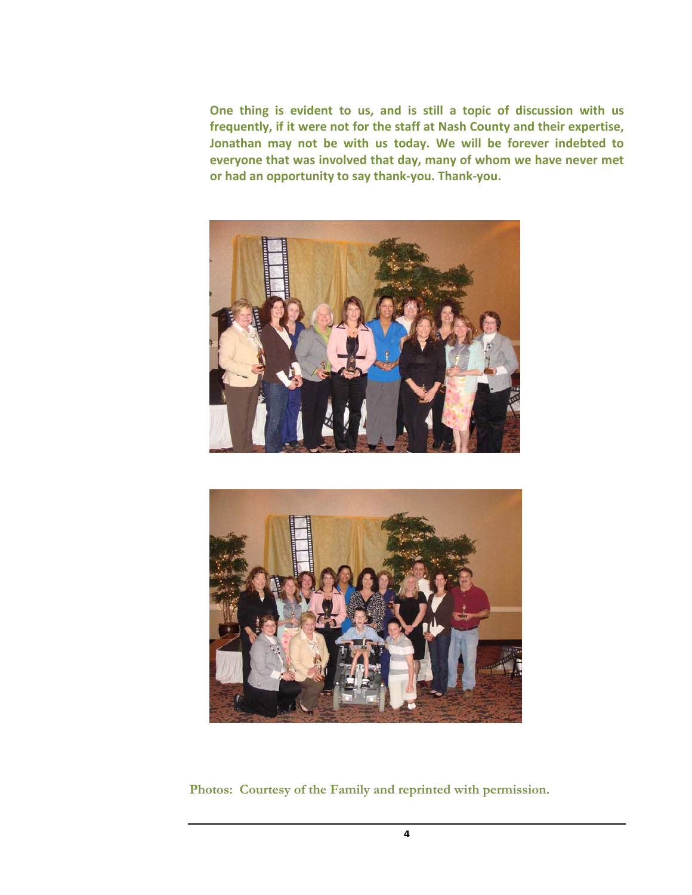**One thing is evident to us, and is still a topic of discussion with us frequently, if it were not for the staff at Nash County and their expertise, Jonathan may not be with us today. We will be forever indebted to everyone that was involved that day, many of whom we have never met or had an opportunity to say thank-you. Thank-you.**

**Photos: Courtesy of the Family and reprinted with permission.**